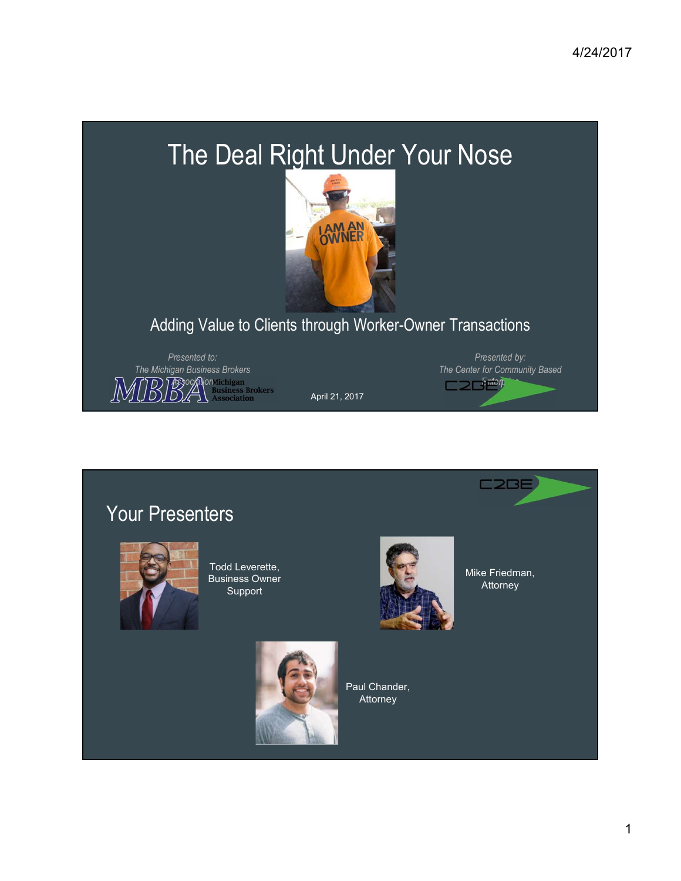# The Deal Right Under Your Nose

Adding Value to Clients through Worker-Owner Transactions

*Presented to:*
*The Michigan Business Brokers Association*

April 21, 2017

*Presented by:*
*The Center for Community Based Enterprise*

## Your Presenters

Todd Leverette, Business Owner Support

Mike Friedman, Attorney

Paul Chander, Attorney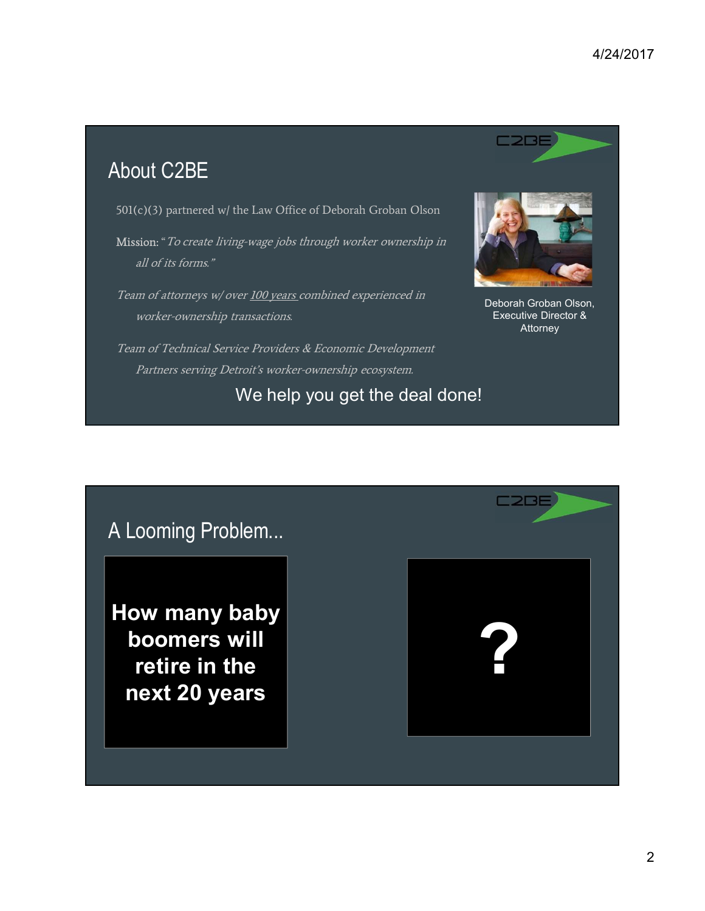## About C2BE

501(c)(3) partnered w/ the Law Office of Deborah Groban Olson

Mission: *"To create living-wage jobs through worker ownership in all of its forms."*

*Team of attorneys w/ over 100 years combined experienced in worker-ownership transactions.*

*Team of Technical Service Providers & Economic Development Partners serving Detroit's worker-ownership ecosystem.*

Deborah Groban Olson, Executive Director & Attorney

We help you get the deal done!

## A Looming Problem...

**How many baby boomers will retire in the next 20 years**

**?**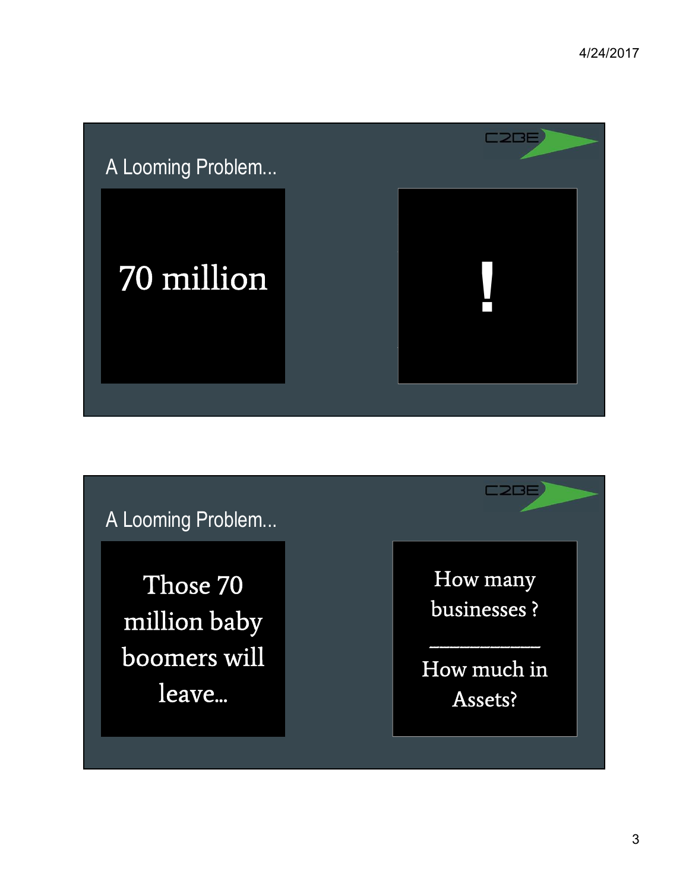## A Looming Problem...

70 million

!

## A Looming Problem...

Those 70 million baby boomers will leave...

How many businesses ?

___________

How much in Assets?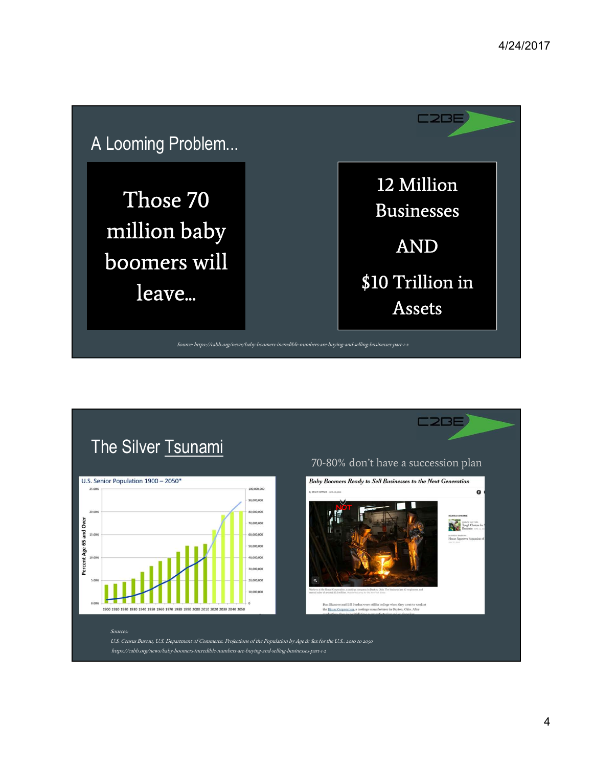## A Looming Problem…

Those 70 million baby boomers will leave…

12 Million Businesses

AND

$10 Trillion in Assets

*Source: https://cabb.org/news/baby-boomers-incredible-numbers-are-buying-and-selling-businesses-part-1-2*

## The Silver Tsunami

70-80% don't have a succession plan

U.S. Senior Population 1900 – 2050*

*Baby Boomers Ready to Sell Businesses to the Next Generation*

NOT

*Sources:*

*U.S. Census Bureau, U.S. Department of Commerce. Projections of the Population by Age & Sex for the U.S.: 2010 to 2050*

*https://cabb.org/news/baby-boomers-incredible-numbers-are-buying-and-selling-businesses-part-1-2*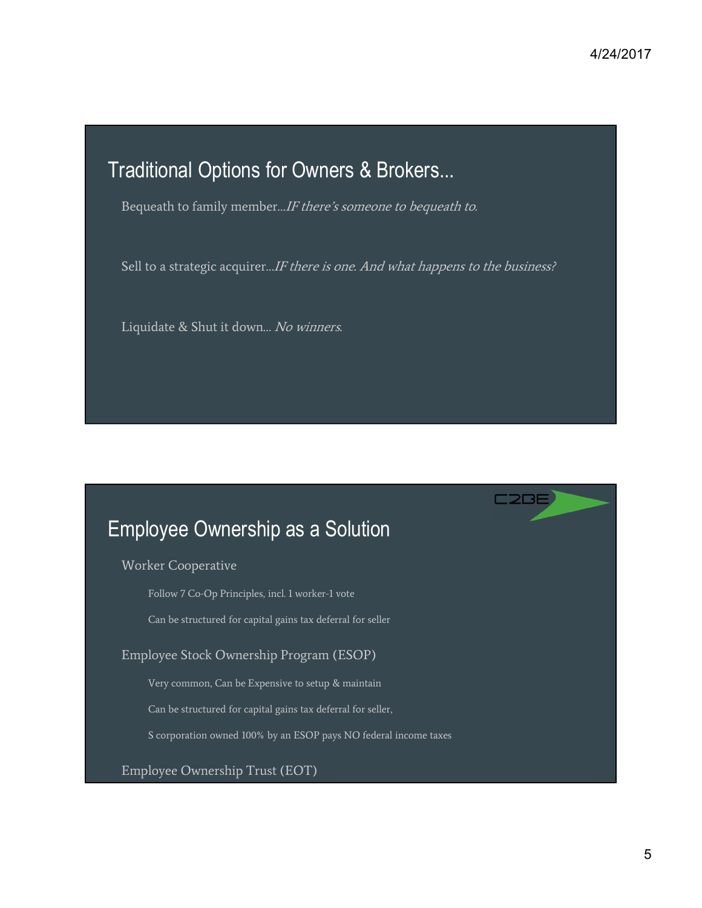## Traditional Options for Owners & Brokers...

Bequeath to family member...*IF there's someone to bequeath to.*

Sell to a strategic acquirer...*IF there is one. And what happens to the business?*

Liquidate & Shut it down... *No winners.*

## Employee Ownership as a Solution

- Worker Cooperative
  - Follow 7 Co-Op Principles, incl. 1 worker-1 vote
  - Can be structured for capital gains tax deferral for seller
- Employee Stock Ownership Program (ESOP)
  - Very common, Can be Expensive to setup & maintain
  - Can be structured for capital gains tax deferral for seller,
  - S corporation owned 100% by an ESOP pays NO federal income taxes
- Employee Ownership Trust (EOT)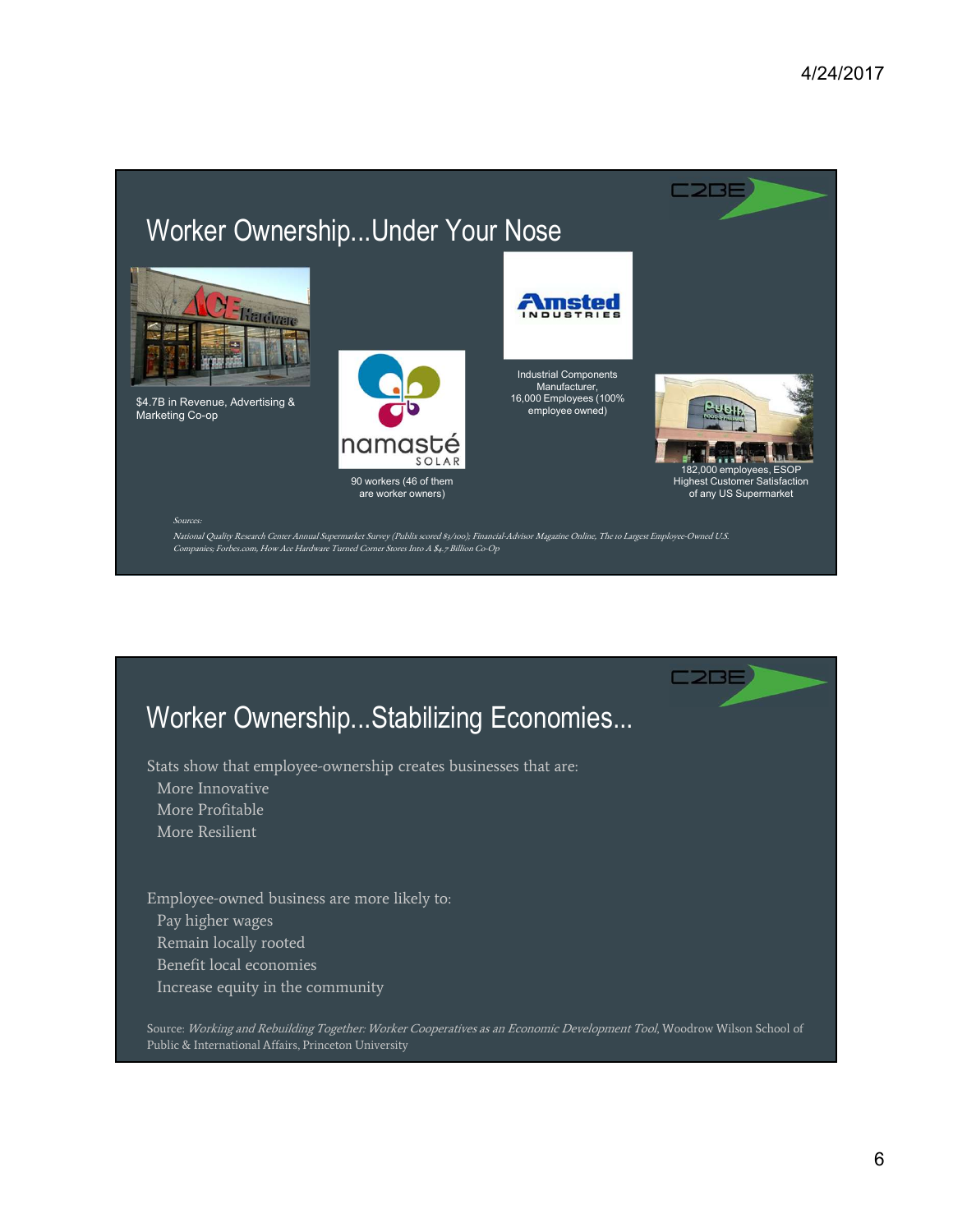## Worker Ownership...Under Your Nose

$4.7B in Revenue, Advertising & Marketing Co-op

90 workers (46 of them are worker owners)

Industrial Components Manufacturer, 16,000 Employees (100% employee owned)

182,000 employees, ESOP Highest Customer Satisfaction of any US Supermarket

*Sources:*

*National Quality Research Center Annual Supermarket Survey (Publix scored 83/100); Financial-Advisor Magazine Online, The 10 Largest Employee-Owned U.S. Companies; Forbes.com, How Ace Hardware Turned Corner Stores Into A $4.7 Billion Co-Op*

## Worker Ownership...Stabilizing Economies...

Stats show that employee-ownership creates businesses that are:

- More Innovative
- More Profitable
- More Resilient

Employee-owned business are more likely to:

- Pay higher wages
- Remain locally rooted
- Benefit local economies
- Increase equity in the community

Source: *Working and Rebuilding Together: Worker Cooperatives as an Economic Development Tool*, Woodrow Wilson School of Public & International Affairs, Princeton University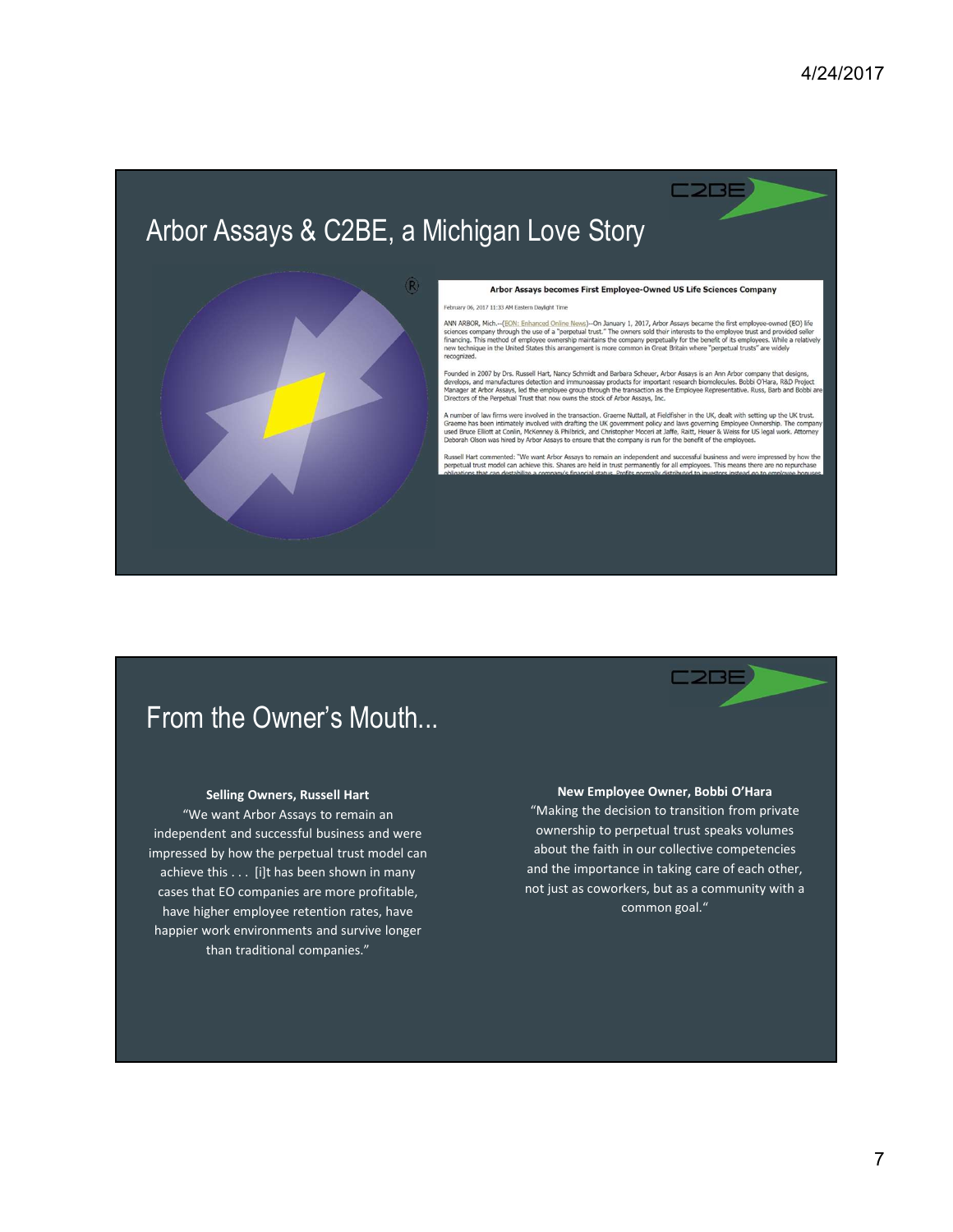## Arbor Assays & C2BE, a Michigan Love Story

**Arbor Assays becomes First Employee-Owned US Life Sciences Company**

February 06, 2017 11:33 AM Eastern Daylight Time

ANN ARBOR, Mich.--(EON: Enhanced Online News)--On January 1, 2017, Arbor Assays became the first employee-owned (EO) life sciences company through the use of a "perpetual trust." The owners sold their interests to the employee trust and provided seller financing. This method of employee ownership maintains the company perpetually for the benefit of its employees. While a relatively new technique in the United States this arrangement is more common in Great Britain where "perpetual trusts" are widely recognized.

Founded in 2007 by Drs. Russell Hart, Nancy Schmidt and Barbara Scheuer, Arbor Assays is an Ann Arbor company that designs, develops, and manufactures detection and immunoassay products for important research biomolecules. Bobbi O'Hara, R&D Project Manager at Arbor Assays, led the employee group through the transaction as the Employee Representative. Russ, Barb and Bobbi are Directors of the Perpetual Trust that now owns the stock of Arbor Assays, Inc.

A number of law firms were involved in the transaction. Graeme Nuttall, at Fieldfisher in the UK, dealt with setting up the UK trust. Graeme has been intimately involved with drafting the UK government policy and laws governing Employee Ownership. The company used Bruce Elliott at Conlin, McKenney & Philbrick, and Christopher Moceri at Jaffe, Raitt, Heuer & Weiss for US legal work. Attorney Deborah Olson was hired by Arbor Assays to ensure that the company is run for the benefit of the employees.

Russell Hart commented: "We want Arbor Assays to remain an independent and successful business and were impressed by how the perpetual trust model can achieve this. Shares are held in trust permanently for all employees. This means there are no repurchase obligations that can destabilize a company's financial status. Profits normally distributed to investors instead go to employee bonuses

## From the Owner's Mouth...

**Selling Owners, Russell Hart**

"We want Arbor Assays to remain an independent and successful business and were impressed by how the perpetual trust model can achieve this . . . [i]t has been shown in many cases that EO companies are more profitable, have higher employee retention rates, have happier work environments and survive longer than traditional companies."

**New Employee Owner, Bobbi O'Hara**

"Making the decision to transition from private ownership to perpetual trust speaks volumes about the faith in our collective competencies and the importance in taking care of each other, not just as coworkers, but as a community with a common goal."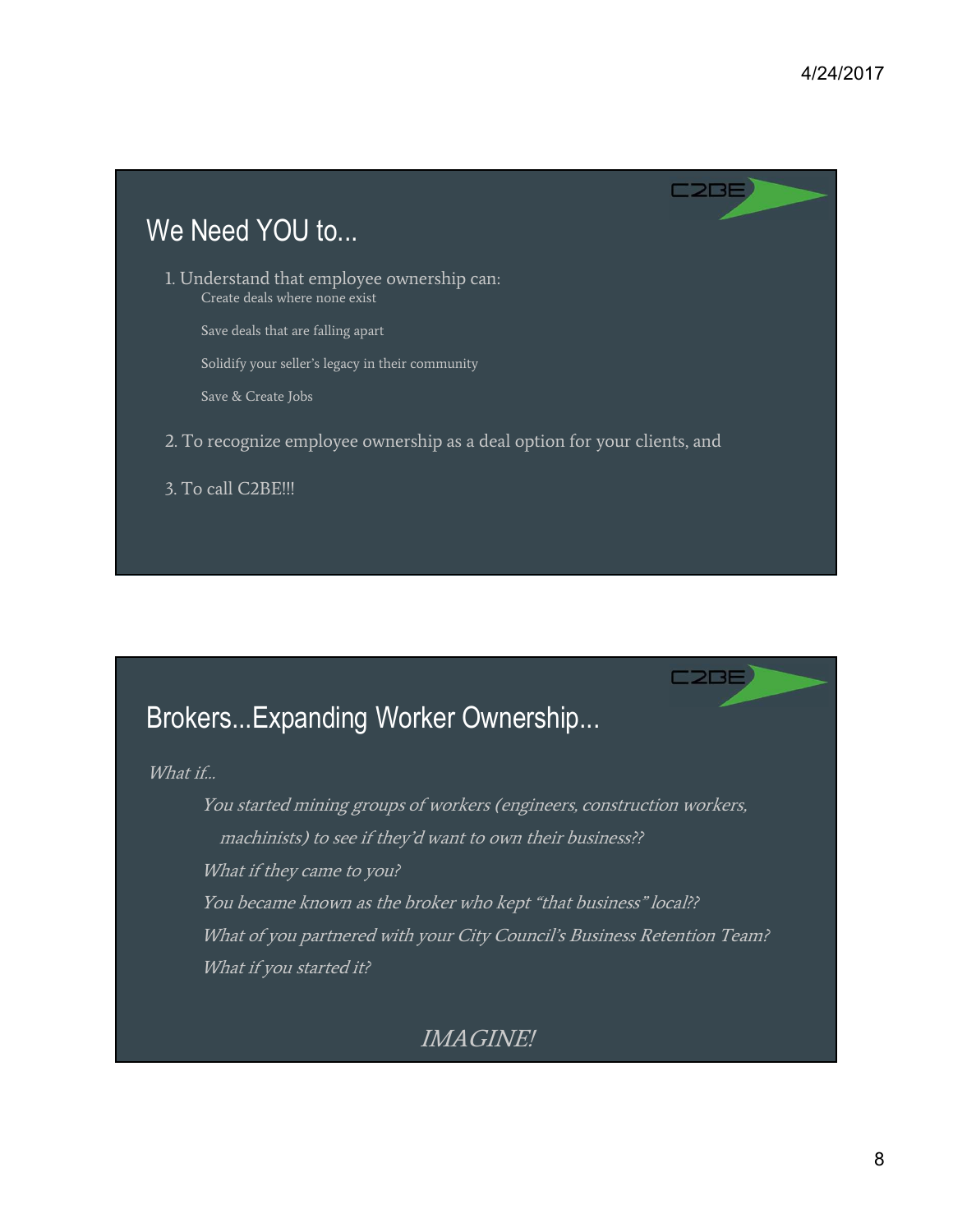## We Need YOU to...

1. Understand that employee ownership can:
   - Create deals where none exist
   - Save deals that are falling apart
   - Solidify your seller's legacy in their community
   - Save & Create Jobs
2. To recognize employee ownership as a deal option for your clients, and
3. To call C2BE!!!

## Brokers...Expanding Worker Ownership...

*What if...*

*You started mining groups of workers (engineers, construction workers, machinists) to see if they'd want to own their business??*

*What if they came to you?*

*You became known as the broker who kept "that business" local??*

*What of you partnered with your City Council's Business Retention Team?*

*What if you started it?*

*IMAGINE!*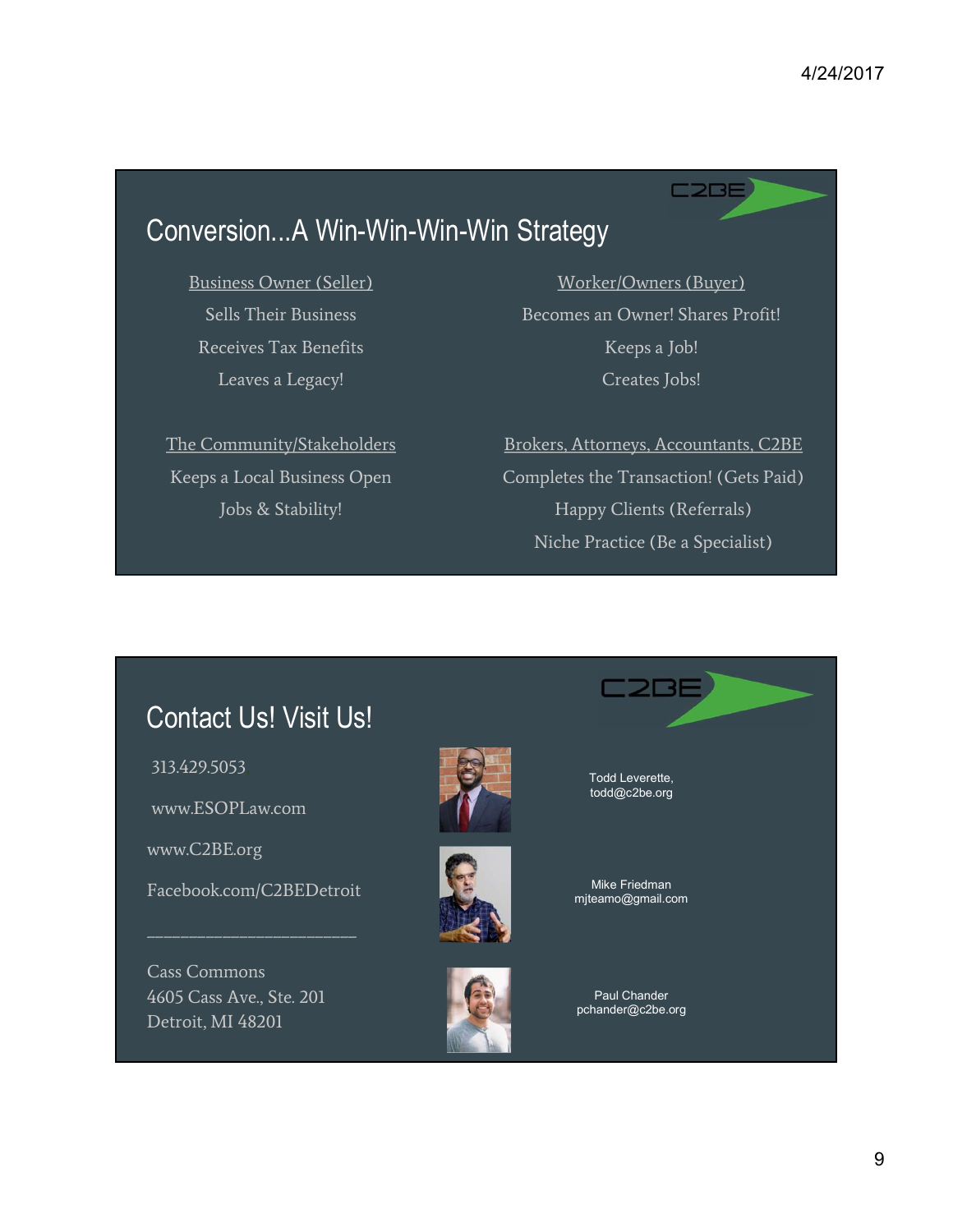## Conversion...A Win-Win-Win-Win Strategy

**Business Owner (Seller)**

Sells Their Business

Receives Tax Benefits

Leaves a Legacy!

**Worker/Owners (Buyer)**

Becomes an Owner! Shares Profit!

Keeps a Job!

Creates Jobs!

**The Community/Stakeholders**

Keeps a Local Business Open

Jobs & Stability!

**Brokers, Attorneys, Accountants, C2BE**

Completes the Transaction! (Gets Paid)

Happy Clients (Referrals)

Niche Practice (Be a Specialist)

## Contact Us! Visit Us!

313.429.5053

www.ESOPLaw.com

www.C2BE.org

Facebook.com/C2BEDetroit

Cass Commons
4605 Cass Ave., Ste. 201
Detroit, MI 48201

Todd Leverette,
todd@c2be.org

Mike Friedman
mjteamo@gmail.com

Paul Chander
pchander@c2be.org